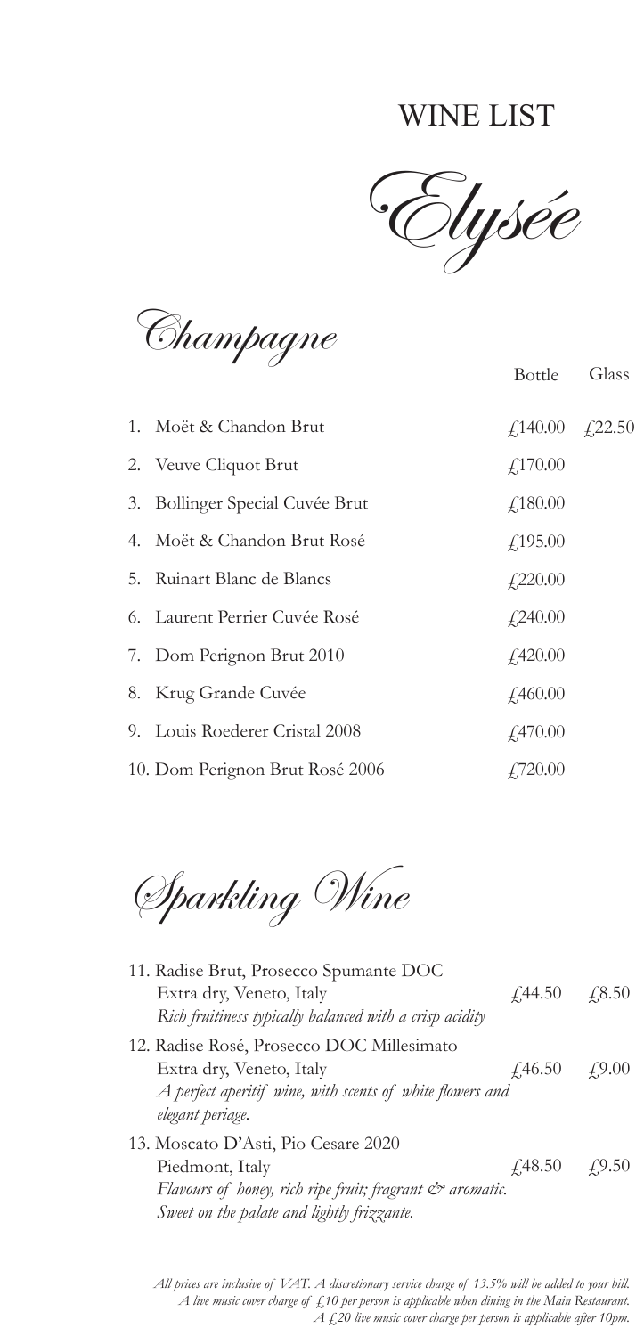# WINE LIST

# Elysée

## Champagne

| | Bottle | Glass |
|---|---|---|
| 1. Moët & Chandon Brut | £140.00 | £22.50 |
| 2. Veuve Cliquot Brut | £170.00 | |
| 3. Bollinger Special Cuvée Brut | £180.00 | |
| 4. Moët & Chandon Brut Rosé | £195.00 | |
| 5. Ruinart Blanc de Blancs | £220.00 | |
| 6. Laurent Perrier Cuvée Rosé | £240.00 | |
| 7. Dom Perignon Brut 2010 | £420.00 | |
| 8. Krug Grande Cuvée | £460.00 | |
| 9. Louis Roederer Cristal 2008 | £470.00 | |
| 10. Dom Perignon Brut Rosé 2006 | £720.00 | |

## Sparkling Wine

| | Bottle | Glass |
|---|---|---|
| 11. Radise Brut, Prosecco Spumante DOC<br>Extra dry, Veneto, Italy<br>*Rich fruitiness typically balanced with a crisp acidity* | £44.50 | £8.50 |
| 12. Radise Rosé, Prosecco DOC Millesimato<br>Extra dry, Veneto, Italy<br>*A perfect aperitif wine, with scents of white flowers and elegant periage.* | £46.50 | £9.00 |
| 13. Moscato D'Asti, Pio Cesare 2020<br>Piedmont, Italy<br>*Flavours of honey, rich ripe fruit; fragrant & aromatic. Sweet on the palate and lightly frizzante.* | £48.50 | £9.50 |

*All prices are inclusive of VAT. A discretionary service charge of 13.5% will be added to your bill.*
*A live music cover charge of £10 per person is applicable when dining in the Main Restaurant.*
*A £20 live music cover charge per person is applicable after 10pm.*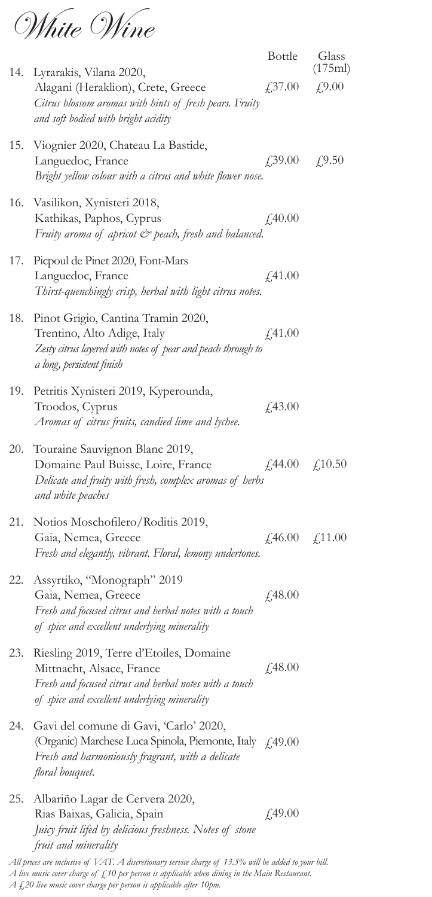# White Wine

| | | Bottle | Glass (175ml) |
|---|---|---|---|
| 14. | Lyrarakis, Vilana 2020, Alagani (Heraklion), Crete, Greece<br>*Citrus blossom aromas with hints of fresh pears. Fruity and soft bodied with bright acidity* | £37.00 | £9.00 |
| 15. | Viognier 2020, Chateau La Bastide, Languedoc, France<br>*Bright yellow colour with a citrus and white flower nose.* | £39.00 | £9.50 |
| 16. | Vasilikon, Xynisteri 2018, Kathikas, Paphos, Cyprus<br>*Fruity aroma of apricot & peach, fresh and balanced.* | £40.00 | |
| 17. | Picpoul de Pinet 2020, Font-Mars Languedoc, France<br>*Thirst-quenchingly crisp, herbal with light citrus notes.* | £41.00 | |
| 18. | Pinot Grigio, Cantina Tramin 2020, Trentino, Alto Adige, Italy<br>*Zesty citrus layered with notes of pear and peach through to a long, persistent finish* | £41.00 | |
| 19. | Petritis Xynisteri 2019, Kyperounda, Troodos, Cyprus<br>*Aromas of citrus fruits, candied lime and lychee.* | £43.00 | |
| 20. | Touraine Sauvignon Blanc 2019, Domaine Paul Buisse, Loire, France<br>*Delicate and fruity with fresh, complex aromas of herbs and white peaches* | £44.00 | £10.50 |
| 21. | Notios Moschofilero/Roditis 2019, Gaia, Nemea, Greece<br>*Fresh and elegantly, vibrant. Floral, lemony undertones.* | £46.00 | £11.00 |
| 22. | Assyrtiko, "Monograph" 2019 Gaia, Nemea, Greece<br>*Fresh and focused citrus and herbal notes with a touch of spice and excellent underlying minerality* | £48.00 | |
| 23. | Riesling 2019, Terre d'Etoiles, Domaine Mittnacht, Alsace, France<br>*Fresh and focused citrus and herbal notes with a touch of spice and excellent underlying minerality* | £48.00 | |
| 24. | Gavi del comune di Gavi, 'Carlo' 2020, (Organic) Marchese Luca Spinola, Piemonte, Italy<br>*Fresh and harmoniously fragrant, with a delicate floral bouquet.* | £49.00 | |
| 25. | Albariño Lagar de Cervera 2020, Rias Baixas, Galicia, Spain<br>*Juicy fruit lifed by delicious freshness. Notes of stone fruit and minerality* | £49.00 | |

*All prices are inclusive of VAT. A discretionary service charge of 13.5% will be added to your bill.*
*A live music cover charge of £10 per person is applicable when dining in the Main Restaurant.*
*A £20 live music cover charge per person is applicable after 10pm.*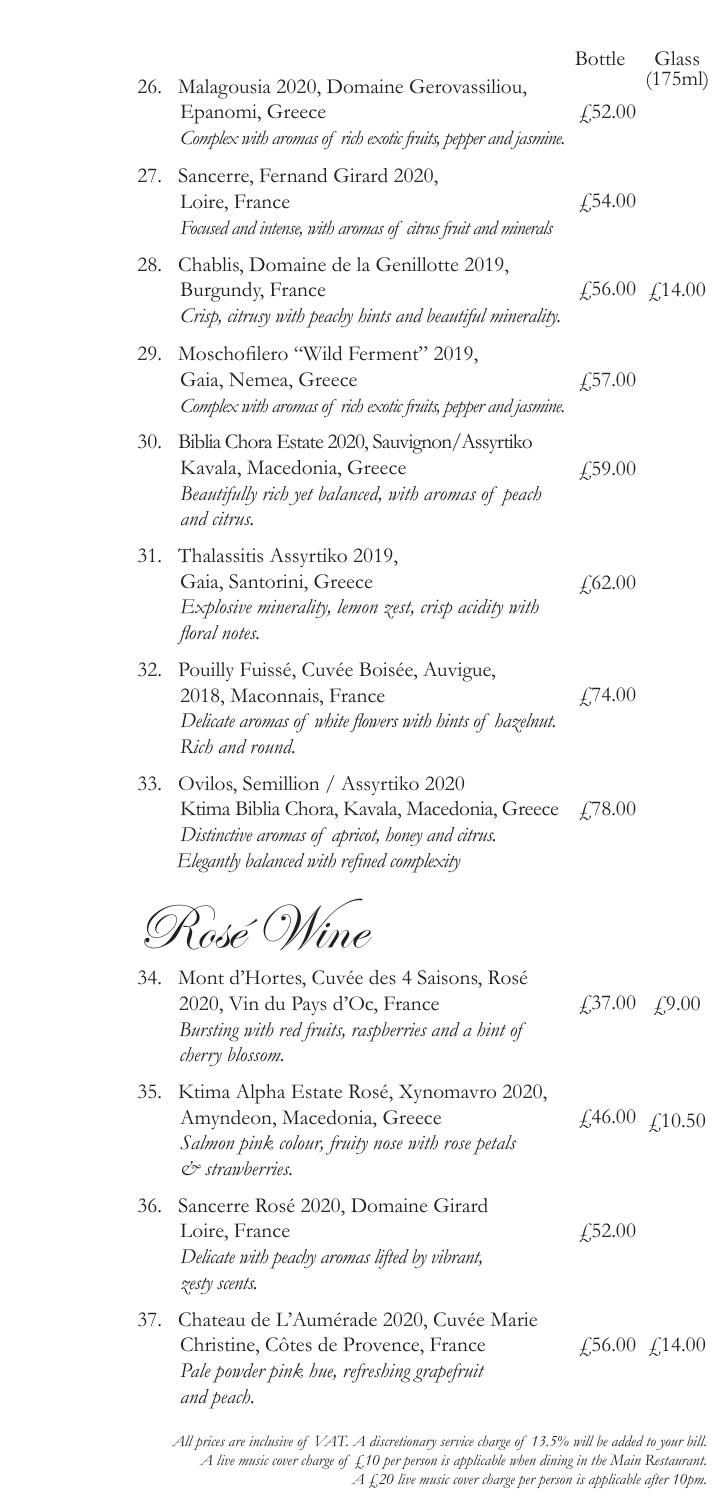| | Bottle | Glass (175ml) |
|---|---|---|
| 26. Malagousia 2020, Domaine Gerovassiliou, Epanomi, Greece<br>*Complex with aromas of rich exotic fruits, pepper and jasmine.* | £52.00 | |
| 27. Sancerre, Fernand Girard 2020, Loire, France<br>*Focused and intense, with aromas of citrus fruit and minerals* | £54.00 | |
| 28. Chablis, Domaine de la Genillotte 2019, Burgundy, France<br>*Crisp, citrusy with peachy hints and beautiful minerality.* | £56.00 | £14.00 |
| 29. Moschofilero "Wild Ferment" 2019, Gaia, Nemea, Greece<br>*Complex with aromas of rich exotic fruits, pepper and jasmine.* | £57.00 | |
| 30. Biblia Chora Estate 2020, Sauvignon/Assyrtiko Kavala, Macedonia, Greece<br>*Beautifully rich yet balanced, with aromas of peach and citrus.* | £59.00 | |
| 31. Thalassitis Assyrtiko 2019, Gaia, Santorini, Greece<br>*Explosive minerality, lemon zest, crisp acidity with floral notes.* | £62.00 | |
| 32. Pouilly Fuissé, Cuvée Boisée, Auvigue, 2018, Maconnais, France<br>*Delicate aromas of white flowers with hints of hazelnut. Rich and round.* | £74.00 | |
| 33. Ovilos, Semillion / Assyrtiko 2020 Ktima Biblia Chora, Kavala, Macedonia, Greece<br>*Distinctive aromas of apricot, honey and citrus. Elegantly balanced with refined complexity* | £78.00 | |

## Rosé Wine

| | Bottle | Glass (175ml) |
|---|---|---|
| 34. Mont d'Hortes, Cuvée des 4 Saisons, Rosé 2020, Vin du Pays d'Oc, France<br>*Bursting with red fruits, raspberries and a hint of cherry blossom.* | £37.00 | £9.00 |
| 35. Ktima Alpha Estate Rosé, Xynomavro 2020, Amyndeon, Macedonia, Greece<br>*Salmon pink colour, fruity nose with rose petals & strawberries.* | £46.00 | £10.50 |
| 36. Sancerre Rosé 2020, Domaine Girard Loire, France<br>*Delicate with peachy aromas lifted by vibrant, zesty scents.* | £52.00 | |
| 37. Chateau de L'Aumérade 2020, Cuvée Marie Christine, Côtes de Provence, France<br>*Pale powder pink hue, refreshing grapefruit and peach.* | £56.00 | £14.00 |

*All prices are inclusive of VAT. A discretionary service charge of 13.5% will be added to your bill. A live music cover charge of £10 per person is applicable when dining in the Main Restaurant. A £20 live music cover charge per person is applicable after 10pm.*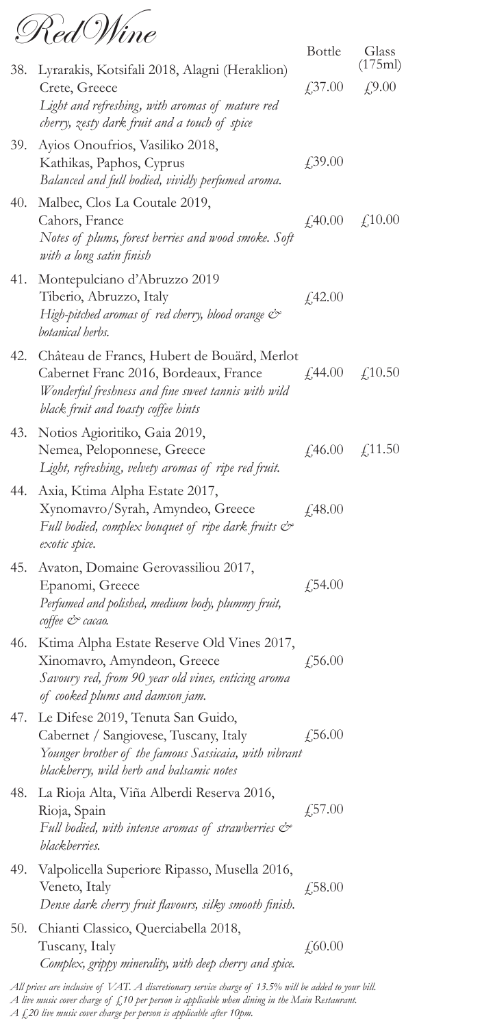# Red Wine

| | | Bottle | Glass (175ml) |
|---|---|---|---|
| 38. | Lyrarakis, Kotsifali 2018, Alagni (Heraklion) Crete, Greece<br>*Light and refreshing, with aromas of mature red cherry, zesty dark fruit and a touch of spice* | £37.00 | £9.00 |
| 39. | Ayios Onoufrios, Vasiliko 2018, Kathikas, Paphos, Cyprus<br>*Balanced and full bodied, vividly perfumed aroma.* | £39.00 | |
| 40. | Malbec, Clos La Coutale 2019, Cahors, France<br>*Notes of plums, forest berries and wood smoke. Soft with a long satin finish* | £40.00 | £10.00 |
| 41. | Montepulciano d'Abruzzo 2019 Tiberio, Abruzzo, Italy<br>*High-pitched aromas of red cherry, blood orange & botanical herbs.* | £42.00 | |
| 42. | Château de Francs, Hubert de Bouärd, Merlot Cabernet Franc 2016, Bordeaux, France<br>*Wonderful freshness and fine sweet tannis with wild black fruit and toasty coffee hints* | £44.00 | £10.50 |
| 43. | Notios Agioritiko, Gaia 2019, Nemea, Peloponnese, Greece<br>*Light, refreshing, velvety aromas of ripe red fruit.* | £46.00 | £11.50 |
| 44. | Axia, Ktima Alpha Estate 2017, Xynomavro/Syrah, Amyndeo, Greece<br>*Full bodied, complex bouquet of ripe dark fruits & exotic spice.* | £48.00 | |
| 45. | Avaton, Domaine Gerovassiliou 2017, Epanomi, Greece<br>*Perfumed and polished, medium body, plummy fruit, coffee & cacao.* | £54.00 | |
| 46. | Ktima Alpha Estate Reserve Old Vines 2017, Xinomavro, Amyndeon, Greece<br>*Savoury red, from 90 year old vines, enticing aroma of cooked plums and damson jam.* | £56.00 | |
| 47. | Le Difese 2019, Tenuta San Guido, Cabernet / Sangiovese, Tuscany, Italy<br>*Younger brother of the famous Sassicaia, with vibrant blackberry, wild herb and balsamic notes* | £56.00 | |
| 48. | La Rioja Alta, Viña Alberdi Reserva 2016, Rioja, Spain<br>*Full bodied, with intense aromas of strawberries & blackberries.* | £57.00 | |
| 49. | Valpolicella Superiore Ripasso, Musella 2016, Veneto, Italy<br>*Dense dark cherry fruit flavours, silky smooth finish.* | £58.00 | |
| 50. | Chianti Classico, Querciabella 2018, Tuscany, Italy<br>*Complex, grippy minerality, with deep cherry and spice.* | £60.00 | |

*All prices are inclusive of VAT. A discretionary service charge of 13.5% will be added to your bill.*
*A live music cover charge of £10 per person is applicable when dining in the Main Restaurant.*
*A £20 live music cover charge per person is applicable after 10pm.*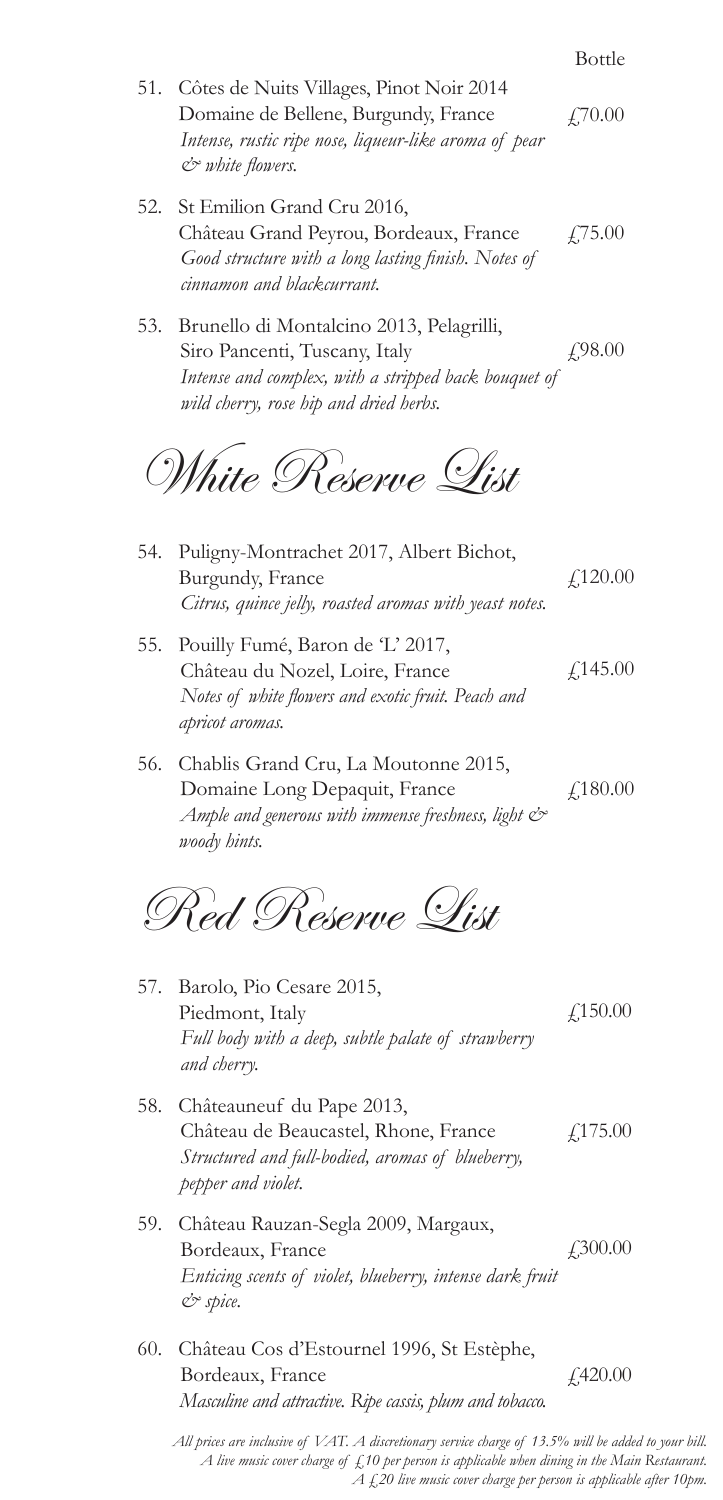Bottle

51. Côtes de Nuits Villages, Pinot Noir 2014
Domaine de Bellene, Burgundy, France — £70.00
*Intense, rustic ripe nose, liqueur-like aroma of pear & white flowers.*

52. St Emilion Grand Cru 2016,
Château Grand Peyrou, Bordeaux, France — £75.00
*Good structure with a long lasting finish. Notes of cinnamon and blackcurrant.*

53. Brunello di Montalcino 2013, Pelagrilli,
Siro Pancenti, Tuscany, Italy — £98.00
*Intense and complex, with a stripped back bouquet of wild cherry, rose hip and dried herbs.*

## White Reserve List

54. Puligny-Montrachet 2017, Albert Bichot,
Burgundy, France — £120.00
*Citrus, quince jelly, roasted aromas with yeast notes.*

55. Pouilly Fumé, Baron de 'L' 2017,
Château du Nozel, Loire, France — £145.00
*Notes of white flowers and exotic fruit. Peach and apricot aromas.*

56. Chablis Grand Cru, La Moutonne 2015,
Domaine Long Depaquit, France — £180.00
*Ample and generous with immense freshness, light & woody hints.*

## Red Reserve List

57. Barolo, Pio Cesare 2015,
Piedmont, Italy — £150.00
*Full body with a deep, subtle palate of strawberry and cherry.*

58. Châteauneuf du Pape 2013,
Château de Beaucastel, Rhone, France — £175.00
*Structured and full-bodied, aromas of blueberry, pepper and violet.*

59. Château Rauzan-Segla 2009, Margaux,
Bordeaux, France — £300.00
*Enticing scents of violet, blueberry, intense dark fruit & spice.*

60. Château Cos d'Estournel 1996, St Estèphe,
Bordeaux, France — £420.00
*Masculine and attractive. Ripe cassis, plum and tobacco.*

*All prices are inclusive of VAT. A discretionary service charge of 13.5% will be added to your bill.*
*A live music cover charge of £10 per person is applicable when dining in the Main Restaurant.*
*A £20 live music cover charge per person is applicable after 10pm.*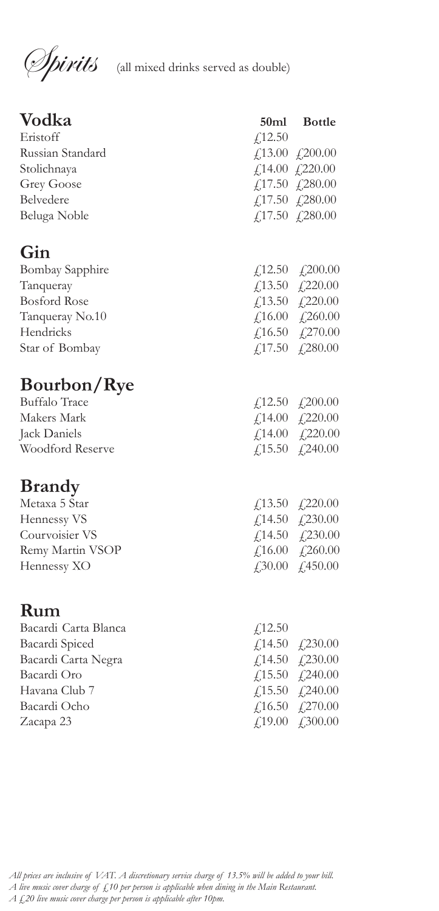# Spirits

(all mixed drinks served as double)

## Vodka

| | 50ml | Bottle |
|---|---|---|
| Eristoff | £12.50 | |
| Russian Standard | £13.00 | £200.00 |
| Stolichnaya | £14.00 | £220.00 |
| Grey Goose | £17.50 | £280.00 |
| Belvedere | £17.50 | £280.00 |
| Beluga Noble | £17.50 | £280.00 |

## Gin

| | 50ml | Bottle |
|---|---|---|
| Bombay Sapphire | £12.50 | £200.00 |
| Tanqueray | £13.50 | £220.00 |
| Bosford Rose | £13.50 | £220.00 |
| Tanqueray No.10 | £16.00 | £260.00 |
| Hendricks | £16.50 | £270.00 |
| Star of Bombay | £17.50 | £280.00 |

## Bourbon/Rye

| | 50ml | Bottle |
|---|---|---|
| Buffalo Trace | £12.50 | £200.00 |
| Makers Mark | £14.00 | £220.00 |
| Jack Daniels | £14.00 | £220.00 |
| Woodford Reserve | £15.50 | £240.00 |

## Brandy

| | 50ml | Bottle |
|---|---|---|
| Metaxa 5 Star | £13.50 | £220.00 |
| Hennessy VS | £14.50 | £230.00 |
| Courvoisier VS | £14.50 | £230.00 |
| Remy Martin VSOP | £16.00 | £260.00 |
| Hennessy XO | £30.00 | £450.00 |

## Rum

| | 50ml | Bottle |
|---|---|---|
| Bacardi Carta Blanca | £12.50 | |
| Bacardi Spiced | £14.50 | £230.00 |
| Bacardi Carta Negra | £14.50 | £230.00 |
| Bacardi Oro | £15.50 | £240.00 |
| Havana Club 7 | £15.50 | £240.00 |
| Bacardi Ocho | £16.50 | £270.00 |
| Zacapa 23 | £19.00 | £300.00 |

*All prices are inclusive of VAT. A discretionary service charge of 13.5% will be added to your bill.*
*A live music cover charge of £10 per person is applicable when dining in the Main Restaurant.*
*A £20 live music cover charge per person is applicable after 10pm.*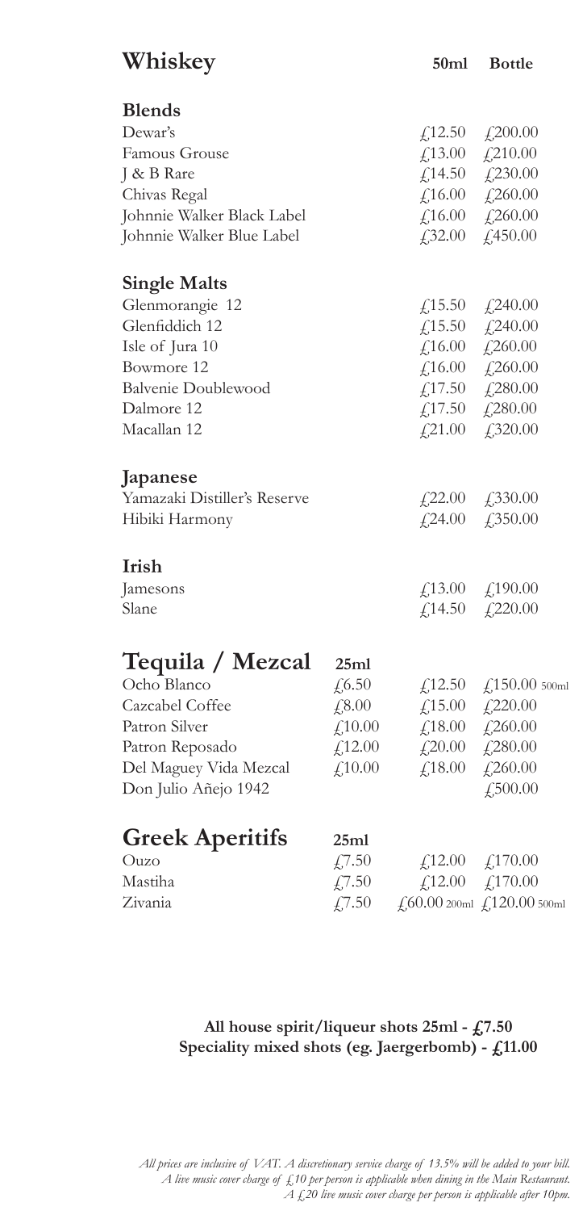# Whiskey

### Blends

| Whiskey | 50ml | Bottle |
|---|---|---|
| Dewar's | £12.50 | £200.00 |
| Famous Grouse | £13.00 | £210.00 |
| J & B Rare | £14.50 | £230.00 |
| Chivas Regal | £16.00 | £260.00 |
| Johnnie Walker Black Label | £16.00 | £260.00 |
| Johnnie Walker Blue Label | £32.00 | £450.00 |

### Single Malts

| Whiskey | 50ml | Bottle |
|---|---|---|
| Glenmorangie 12 | £15.50 | £240.00 |
| Glenfiddich 12 | £15.50 | £240.00 |
| Isle of Jura 10 | £16.00 | £260.00 |
| Bowmore 12 | £16.00 | £260.00 |
| Balvenie Doublewood | £17.50 | £280.00 |
| Dalmore 12 | £17.50 | £280.00 |
| Macallan 12 | £21.00 | £320.00 |

### Japanese

| Whiskey | 50ml | Bottle |
|---|---|---|
| Yamazaki Distiller's Reserve | £22.00 | £330.00 |
| Hibiki Harmony | £24.00 | £350.00 |

### Irish

| Whiskey | 50ml | Bottle |
|---|---|---|
| Jamesons | £13.00 | £190.00 |
| Slane | £14.50 | £220.00 |

# Tequila / Mezcal

| Tequila / Mezcal | 25ml | 50ml | Bottle |
|---|---|---|---|
| Ocho Blanco | £6.50 | £12.50 | £150.00 500ml |
| Cazcabel Coffee | £8.00 | £15.00 | £220.00 |
| Patron Silver | £10.00 | £18.00 | £260.00 |
| Patron Reposado | £12.00 | £20.00 | £280.00 |
| Del Maguey Vida Mezcal | £10.00 | £18.00 | £260.00 |
| Don Julio Añejo 1942 | | | £500.00 |

# Greek Aperitifs

| Greek Aperitifs | 25ml | 50ml | Bottle |
|---|---|---|---|
| Ouzo | £7.50 | £12.00 | £170.00 |
| Mastiha | £7.50 | £12.00 | £170.00 |
| Zivania | £7.50 | £60.00 200ml | £120.00 500ml |

**All house spirit/liqueur shots 25ml - £7.50**
**Speciality mixed shots (eg. Jaergerbomb) - £11.00**

*All prices are inclusive of VAT. A discretionary service charge of 13.5% will be added to your bill.*
*A live music cover charge of £10 per person is applicable when dining in the Main Restaurant.*
*A £20 live music cover charge per person is applicable after 10pm.*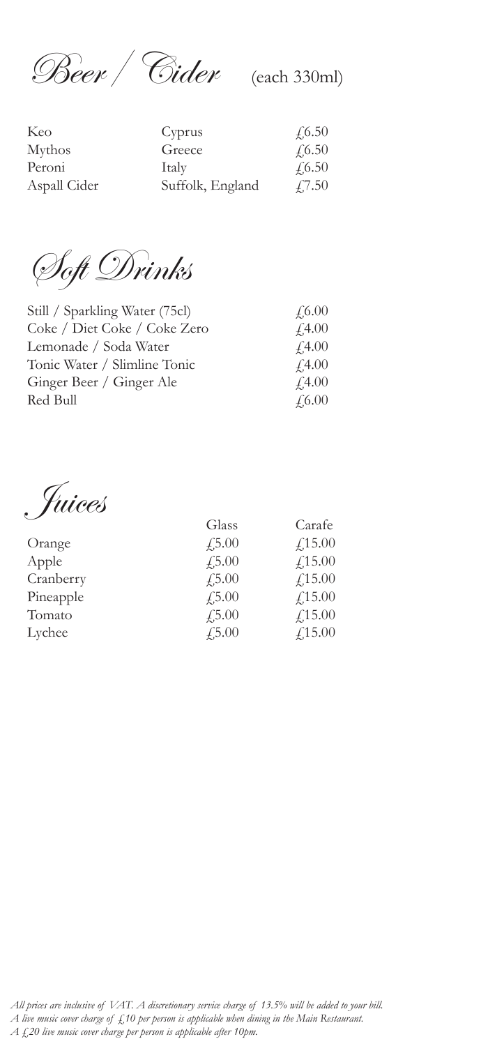## Beer / Cider (each 330ml)

| | | |
|---|---|---|
| Keo | Cyprus | £6.50 |
| Mythos | Greece | £6.50 |
| Peroni | Italy | £6.50 |
| Aspall Cider | Suffolk, England | £7.50 |

## Soft Drinks

| | |
|---|---|
| Still / Sparkling Water (75cl) | £6.00 |
| Coke / Diet Coke / Coke Zero | £4.00 |
| Lemonade / Soda Water | £4.00 |
| Tonic Water / Slimline Tonic | £4.00 |
| Ginger Beer / Ginger Ale | £4.00 |
| Red Bull | £6.00 |

## Juices

| | Glass | Carafe |
|---|---|---|
| Orange | £5.00 | £15.00 |
| Apple | £5.00 | £15.00 |
| Cranberry | £5.00 | £15.00 |
| Pineapple | £5.00 | £15.00 |
| Tomato | £5.00 | £15.00 |
| Lychee | £5.00 | £15.00 |

*All prices are inclusive of VAT. A discretionary service charge of 13.5% will be added to your bill.*
*A live music cover charge of £10 per person is applicable when dining in the Main Restaurant.*
*A £20 live music cover charge per person is applicable after 10pm.*